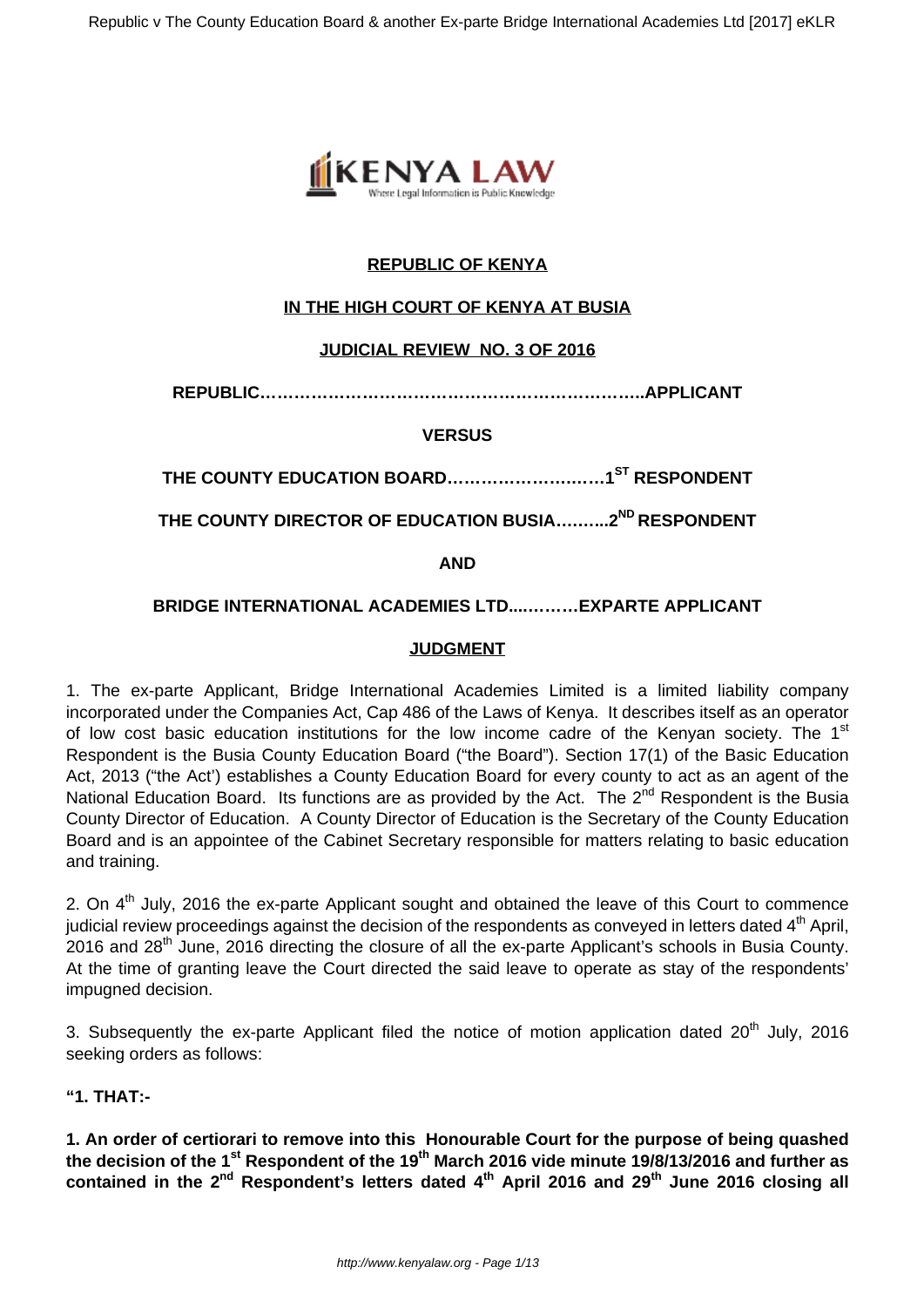**REPUBLIC OF KENYA**

**IN THE HIGH COURT OF KENYA AT BUSIA**

**JUDICIAL REVIEW NO. 3 OF 2016**

**REPUBLIC…………………………………………………………..APPLICANT**

**VERSUS**

**THE COUNTY EDUCATION BOARD……………………….1ST RESPONDENT**

**THE COUNTY DIRECTOR OF EDUCATION BUSIA……....2ND RESPONDENT**

**AND**

**BRIDGE INTERNATIONAL ACADEMIES LTD....………EXPARTE APPLICANT**

**JUDGMENT**

1. The ex-parte Applicant, Bridge International Academies Limited is a limited liability company incorporated under the Companies Act, Cap 486 of the Laws of Kenya. It describes itself as an operator of low cost basic education institutions for the low income cadre of the Kenyan society. The 1st Respondent is the Busia County Education Board ("the Board"). Section 17(1) of the Basic Education Act, 2013 ("the Act') establishes a County Education Board for every county to act as an agent of the National Education Board. Its functions are as provided by the Act. The 2nd Respondent is the Busia County Director of Education. A County Director of Education is the Secretary of the County Education Board and is an appointee of the Cabinet Secretary responsible for matters relating to basic education and training.

2. On 4th July, 2016 the ex-parte Applicant sought and obtained the leave of this Court to commence judicial review proceedings against the decision of the respondents as conveyed in letters dated 4th April, 2016 and 28th June, 2016 directing the closure of all the ex-parte Applicant's schools in Busia County. At the time of granting leave the Court directed the said leave to operate as stay of the respondents' impugned decision.

3. Subsequently the ex-parte Applicant filed the notice of motion application dated 20th July, 2016 seeking orders as follows:

**"1. THAT:-**

**1. An order of certiorari to remove into this Honourable Court for the purpose of being quashed the decision of the 1st Respondent of the 19th March 2016 vide minute 19/8/13/2016 and further as contained in the 2nd Respondent's letters dated 4th April 2016 and 29th June 2016 closing all**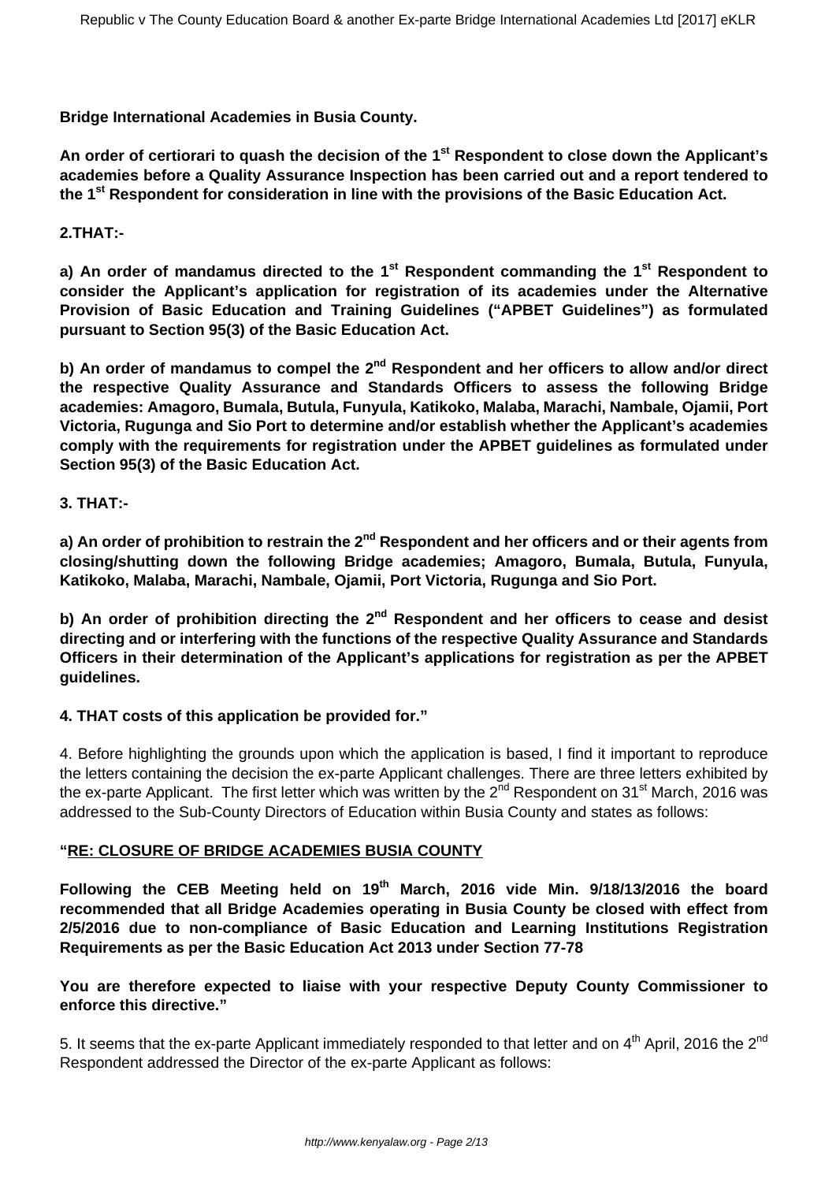**Bridge International Academies in Busia County.**

**An order of certiorari to quash the decision of the 1st Respondent to close down the Applicant's academies before a Quality Assurance Inspection has been carried out and a report tendered to the 1st Respondent for consideration in line with the provisions of the Basic Education Act.**

**2.THAT:-**

**a) An order of mandamus directed to the 1st Respondent commanding the 1st Respondent to consider the Applicant's application for registration of its academies under the Alternative Provision of Basic Education and Training Guidelines ("APBET Guidelines") as formulated pursuant to Section 95(3) of the Basic Education Act.**

**b) An order of mandamus to compel the 2nd Respondent and her officers to allow and/or direct the respective Quality Assurance and Standards Officers to assess the following Bridge academies: Amagoro, Bumala, Butula, Funyula, Katikoko, Malaba, Marachi, Nambale, Ojamii, Port Victoria, Rugunga and Sio Port to determine and/or establish whether the Applicant's academies comply with the requirements for registration under the APBET guidelines as formulated under Section 95(3) of the Basic Education Act.**

**3. THAT:-**

**a) An order of prohibition to restrain the 2nd Respondent and her officers and or their agents from closing/shutting down the following Bridge academies; Amagoro, Bumala, Butula, Funyula, Katikoko, Malaba, Marachi, Nambale, Ojamii, Port Victoria, Rugunga and Sio Port.**

**b) An order of prohibition directing the 2nd Respondent and her officers to cease and desist directing and or interfering with the functions of the respective Quality Assurance and Standards Officers in their determination of the Applicant's applications for registration as per the APBET guidelines.**

**4. THAT costs of this application be provided for."**

4. Before highlighting the grounds upon which the application is based, I find it important to reproduce the letters containing the decision the ex-parte Applicant challenges. There are three letters exhibited by the ex-parte Applicant. The first letter which was written by the 2nd Respondent on 31st March, 2016 was addressed to the Sub-County Directors of Education within Busia County and states as follows:

**"RE: CLOSURE OF BRIDGE ACADEMIES BUSIA COUNTY**

**Following the CEB Meeting held on 19th March, 2016 vide Min. 9/18/13/2016 the board recommended that all Bridge Academies operating in Busia County be closed with effect from 2/5/2016 due to non-compliance of Basic Education and Learning Institutions Registration Requirements as per the Basic Education Act 2013 under Section 77-78**

**You are therefore expected to liaise with your respective Deputy County Commissioner to enforce this directive."**

5. It seems that the ex-parte Applicant immediately responded to that letter and on 4th April, 2016 the 2nd Respondent addressed the Director of the ex-parte Applicant as follows: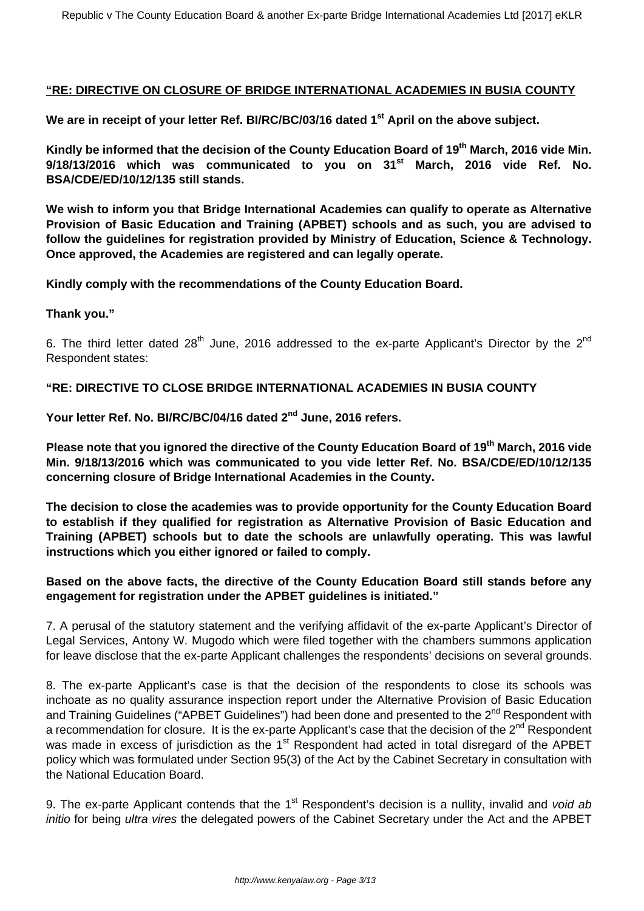**"RE: DIRECTIVE ON CLOSURE OF BRIDGE INTERNATIONAL ACADEMIES IN BUSIA COUNTY**

**We are in receipt of your letter Ref. BI/RC/BC/03/16 dated 1st April on the above subject.**

**Kindly be informed that the decision of the County Education Board of 19th March, 2016 vide Min. 9/18/13/2016 which was communicated to you on 31st March, 2016 vide Ref. No. BSA/CDE/ED/10/12/135 still stands.**

**We wish to inform you that Bridge International Academies can qualify to operate as Alternative Provision of Basic Education and Training (APBET) schools and as such, you are advised to follow the guidelines for registration provided by Ministry of Education, Science & Technology. Once approved, the Academies are registered and can legally operate.**

**Kindly comply with the recommendations of the County Education Board.**

**Thank you."**

6. The third letter dated 28th June, 2016 addressed to the ex-parte Applicant's Director by the 2nd Respondent states:

**"RE: DIRECTIVE TO CLOSE BRIDGE INTERNATIONAL ACADEMIES IN BUSIA COUNTY**

**Your letter Ref. No. BI/RC/BC/04/16 dated 2nd June, 2016 refers.**

**Please note that you ignored the directive of the County Education Board of 19th March, 2016 vide Min. 9/18/13/2016 which was communicated to you vide letter Ref. No. BSA/CDE/ED/10/12/135 concerning closure of Bridge International Academies in the County.**

**The decision to close the academies was to provide opportunity for the County Education Board to establish if they qualified for registration as Alternative Provision of Basic Education and Training (APBET) schools but to date the schools are unlawfully operating. This was lawful instructions which you either ignored or failed to comply.**

**Based on the above facts, the directive of the County Education Board still stands before any engagement for registration under the APBET guidelines is initiated."**

7. A perusal of the statutory statement and the verifying affidavit of the ex-parte Applicant's Director of Legal Services, Antony W. Mugodo which were filed together with the chambers summons application for leave disclose that the ex-parte Applicant challenges the respondents' decisions on several grounds.

8. The ex-parte Applicant's case is that the decision of the respondents to close its schools was inchoate as no quality assurance inspection report under the Alternative Provision of Basic Education and Training Guidelines ("APBET Guidelines") had been done and presented to the 2nd Respondent with a recommendation for closure. It is the ex-parte Applicant's case that the decision of the 2nd Respondent was made in excess of jurisdiction as the 1st Respondent had acted in total disregard of the APBET policy which was formulated under Section 95(3) of the Act by the Cabinet Secretary in consultation with the National Education Board.

9. The ex-parte Applicant contends that the 1st Respondent's decision is a nullity, invalid and *void ab initio* for being *ultra vires* the delegated powers of the Cabinet Secretary under the Act and the APBET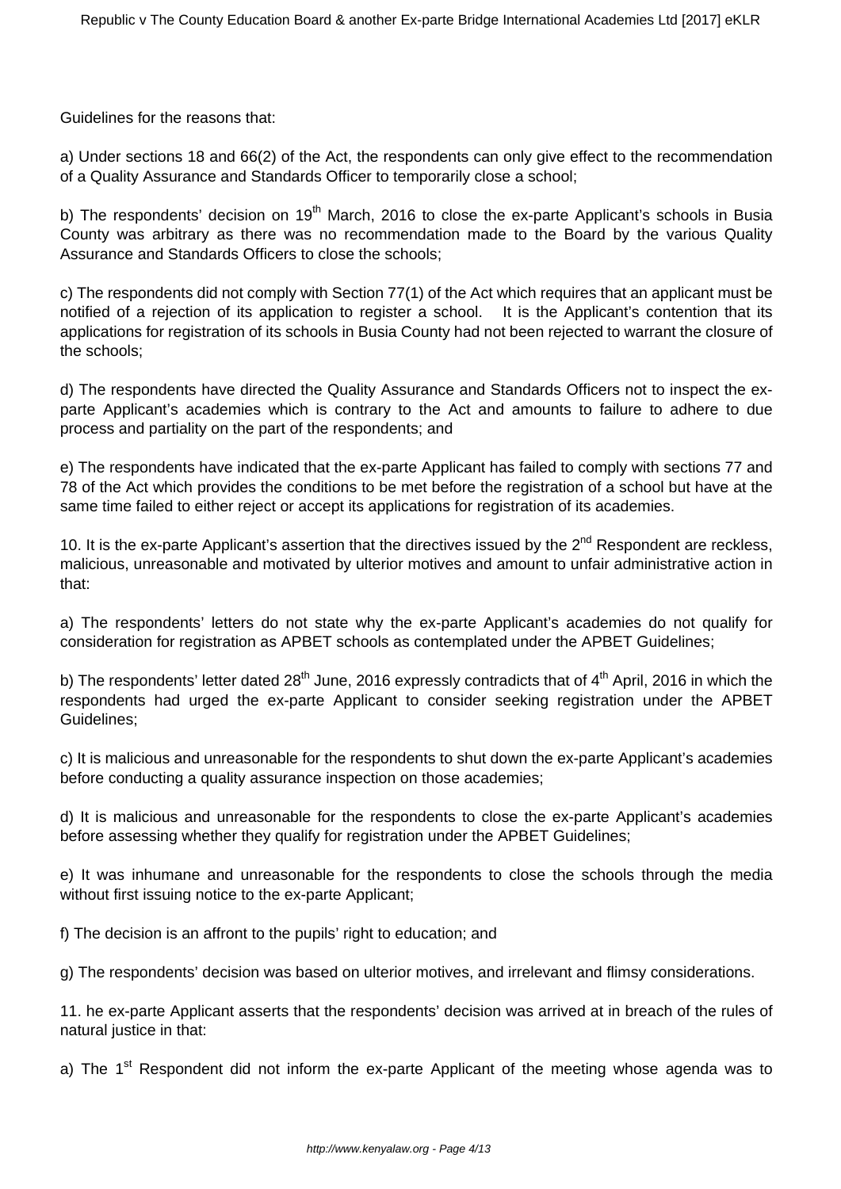Guidelines for the reasons that:

a) Under sections 18 and 66(2) of the Act, the respondents can only give effect to the recommendation of a Quality Assurance and Standards Officer to temporarily close a school;

b) The respondents' decision on 19th March, 2016 to close the ex-parte Applicant's schools in Busia County was arbitrary as there was no recommendation made to the Board by the various Quality Assurance and Standards Officers to close the schools;

c) The respondents did not comply with Section 77(1) of the Act which requires that an applicant must be notified of a rejection of its application to register a school. It is the Applicant's contention that its applications for registration of its schools in Busia County had not been rejected to warrant the closure of the schools;

d) The respondents have directed the Quality Assurance and Standards Officers not to inspect the ex-parte Applicant's academies which is contrary to the Act and amounts to failure to adhere to due process and partiality on the part of the respondents; and

e) The respondents have indicated that the ex-parte Applicant has failed to comply with sections 77 and 78 of the Act which provides the conditions to be met before the registration of a school but have at the same time failed to either reject or accept its applications for registration of its academies.

10. It is the ex-parte Applicant's assertion that the directives issued by the 2nd Respondent are reckless, malicious, unreasonable and motivated by ulterior motives and amount to unfair administrative action in that:

a) The respondents' letters do not state why the ex-parte Applicant's academies do not qualify for consideration for registration as APBET schools as contemplated under the APBET Guidelines;

b) The respondents' letter dated 28th June, 2016 expressly contradicts that of 4th April, 2016 in which the respondents had urged the ex-parte Applicant to consider seeking registration under the APBET Guidelines;

c) It is malicious and unreasonable for the respondents to shut down the ex-parte Applicant's academies before conducting a quality assurance inspection on those academies;

d) It is malicious and unreasonable for the respondents to close the ex-parte Applicant's academies before assessing whether they qualify for registration under the APBET Guidelines;

e) It was inhumane and unreasonable for the respondents to close the schools through the media without first issuing notice to the ex-parte Applicant;

f) The decision is an affront to the pupils' right to education; and

g) The respondents' decision was based on ulterior motives, and irrelevant and flimsy considerations.

11. he ex-parte Applicant asserts that the respondents' decision was arrived at in breach of the rules of natural justice in that:

a) The 1st Respondent did not inform the ex-parte Applicant of the meeting whose agenda was to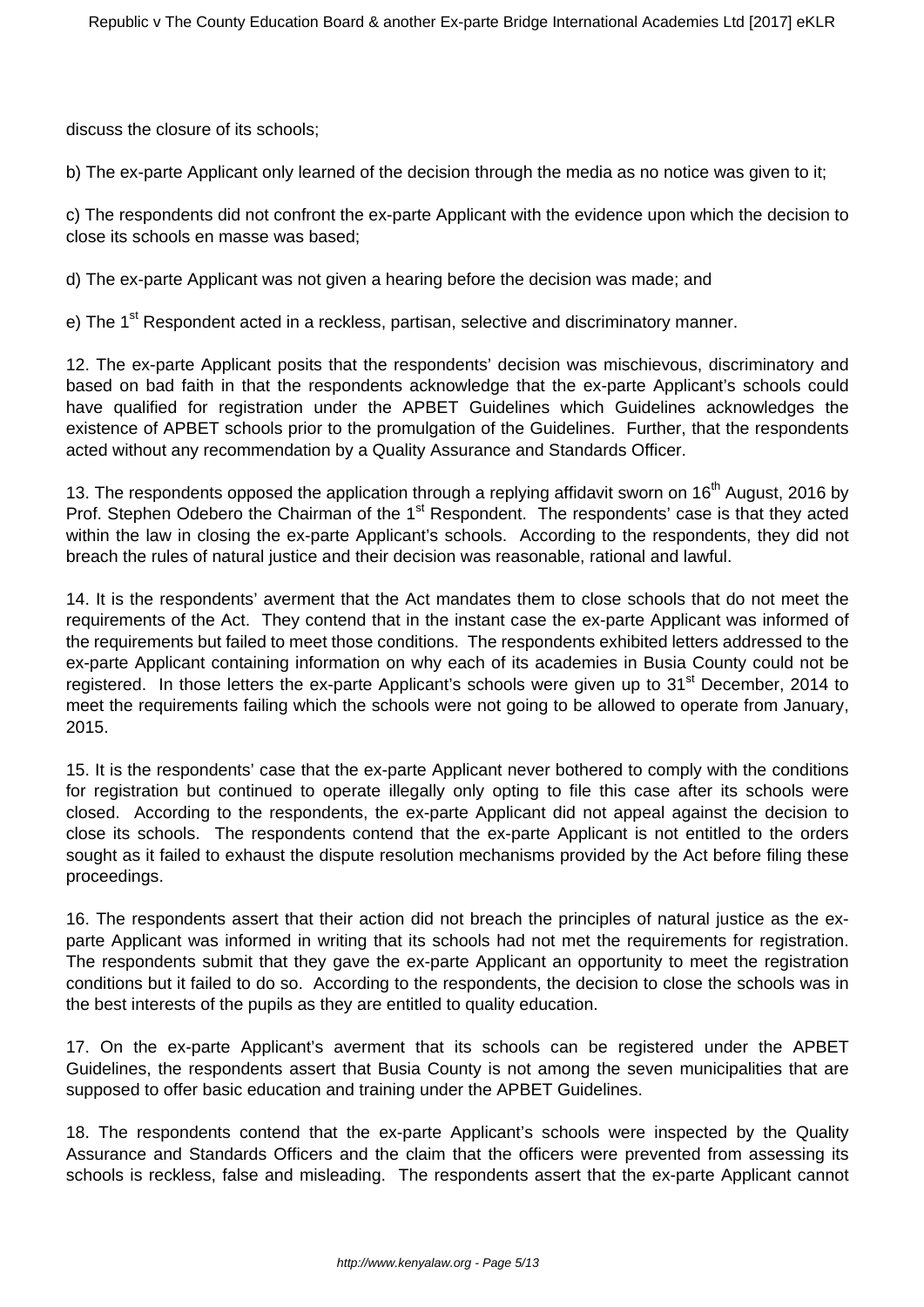discuss the closure of its schools;

b) The ex-parte Applicant only learned of the decision through the media as no notice was given to it;

c) The respondents did not confront the ex-parte Applicant with the evidence upon which the decision to close its schools en masse was based;

d) The ex-parte Applicant was not given a hearing before the decision was made; and

e) The 1st Respondent acted in a reckless, partisan, selective and discriminatory manner.

12. The ex-parte Applicant posits that the respondents' decision was mischievous, discriminatory and based on bad faith in that the respondents acknowledge that the ex-parte Applicant's schools could have qualified for registration under the APBET Guidelines which Guidelines acknowledges the existence of APBET schools prior to the promulgation of the Guidelines. Further, that the respondents acted without any recommendation by a Quality Assurance and Standards Officer.

13. The respondents opposed the application through a replying affidavit sworn on 16th August, 2016 by Prof. Stephen Odebero the Chairman of the 1st Respondent. The respondents' case is that they acted within the law in closing the ex-parte Applicant's schools. According to the respondents, they did not breach the rules of natural justice and their decision was reasonable, rational and lawful.

14. It is the respondents' averment that the Act mandates them to close schools that do not meet the requirements of the Act. They contend that in the instant case the ex-parte Applicant was informed of the requirements but failed to meet those conditions. The respondents exhibited letters addressed to the ex-parte Applicant containing information on why each of its academies in Busia County could not be registered. In those letters the ex-parte Applicant's schools were given up to 31st December, 2014 to meet the requirements failing which the schools were not going to be allowed to operate from January, 2015.

15. It is the respondents' case that the ex-parte Applicant never bothered to comply with the conditions for registration but continued to operate illegally only opting to file this case after its schools were closed. According to the respondents, the ex-parte Applicant did not appeal against the decision to close its schools. The respondents contend that the ex-parte Applicant is not entitled to the orders sought as it failed to exhaust the dispute resolution mechanisms provided by the Act before filing these proceedings.

16. The respondents assert that their action did not breach the principles of natural justice as the ex-parte Applicant was informed in writing that its schools had not met the requirements for registration. The respondents submit that they gave the ex-parte Applicant an opportunity to meet the registration conditions but it failed to do so. According to the respondents, the decision to close the schools was in the best interests of the pupils as they are entitled to quality education.

17. On the ex-parte Applicant's averment that its schools can be registered under the APBET Guidelines, the respondents assert that Busia County is not among the seven municipalities that are supposed to offer basic education and training under the APBET Guidelines.

18. The respondents contend that the ex-parte Applicant's schools were inspected by the Quality Assurance and Standards Officers and the claim that the officers were prevented from assessing its schools is reckless, false and misleading. The respondents assert that the ex-parte Applicant cannot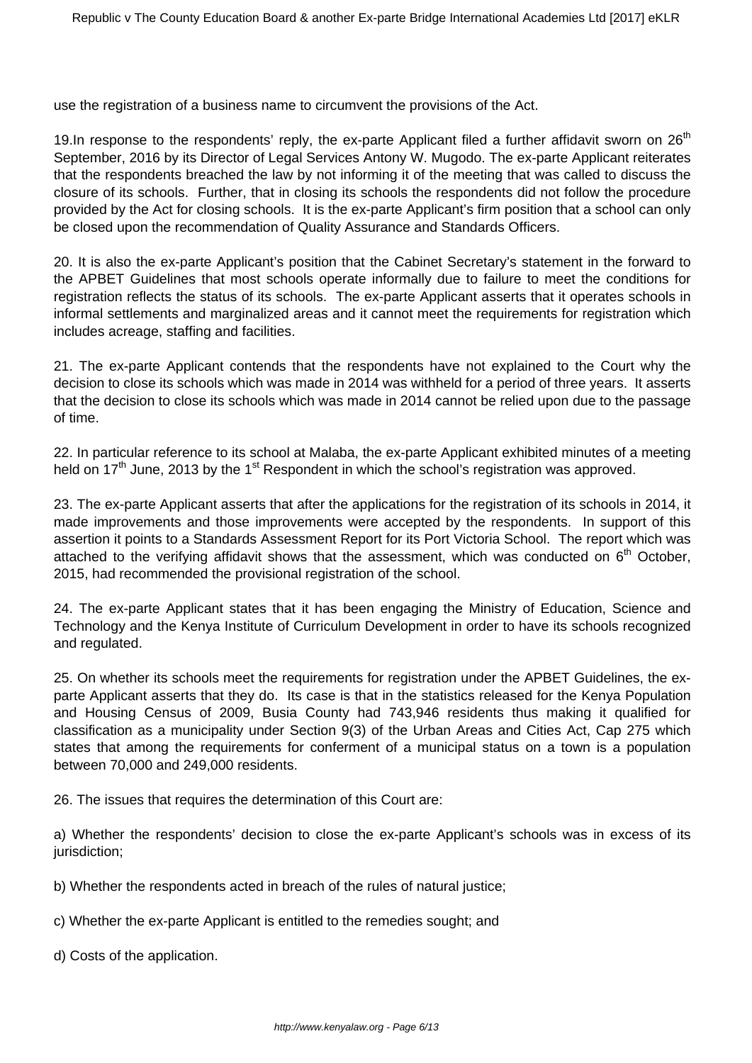use the registration of a business name to circumvent the provisions of the Act.

19.In response to the respondents' reply, the ex-parte Applicant filed a further affidavit sworn on 26th September, 2016 by its Director of Legal Services Antony W. Mugodo. The ex-parte Applicant reiterates that the respondents breached the law by not informing it of the meeting that was called to discuss the closure of its schools. Further, that in closing its schools the respondents did not follow the procedure provided by the Act for closing schools. It is the ex-parte Applicant's firm position that a school can only be closed upon the recommendation of Quality Assurance and Standards Officers.

20. It is also the ex-parte Applicant's position that the Cabinet Secretary's statement in the forward to the APBET Guidelines that most schools operate informally due to failure to meet the conditions for registration reflects the status of its schools. The ex-parte Applicant asserts that it operates schools in informal settlements and marginalized areas and it cannot meet the requirements for registration which includes acreage, staffing and facilities.

21. The ex-parte Applicant contends that the respondents have not explained to the Court why the decision to close its schools which was made in 2014 was withheld for a period of three years. It asserts that the decision to close its schools which was made in 2014 cannot be relied upon due to the passage of time.

22. In particular reference to its school at Malaba, the ex-parte Applicant exhibited minutes of a meeting held on 17th June, 2013 by the 1st Respondent in which the school's registration was approved.

23. The ex-parte Applicant asserts that after the applications for the registration of its schools in 2014, it made improvements and those improvements were accepted by the respondents. In support of this assertion it points to a Standards Assessment Report for its Port Victoria School. The report which was attached to the verifying affidavit shows that the assessment, which was conducted on 6th October, 2015, had recommended the provisional registration of the school.

24. The ex-parte Applicant states that it has been engaging the Ministry of Education, Science and Technology and the Kenya Institute of Curriculum Development in order to have its schools recognized and regulated.

25. On whether its schools meet the requirements for registration under the APBET Guidelines, the ex-parte Applicant asserts that they do. Its case is that in the statistics released for the Kenya Population and Housing Census of 2009, Busia County had 743,946 residents thus making it qualified for classification as a municipality under Section 9(3) of the Urban Areas and Cities Act, Cap 275 which states that among the requirements for conferment of a municipal status on a town is a population between 70,000 and 249,000 residents.

26. The issues that requires the determination of this Court are:

a) Whether the respondents' decision to close the ex-parte Applicant's schools was in excess of its jurisdiction;

b) Whether the respondents acted in breach of the rules of natural justice;

c) Whether the ex-parte Applicant is entitled to the remedies sought; and

d) Costs of the application.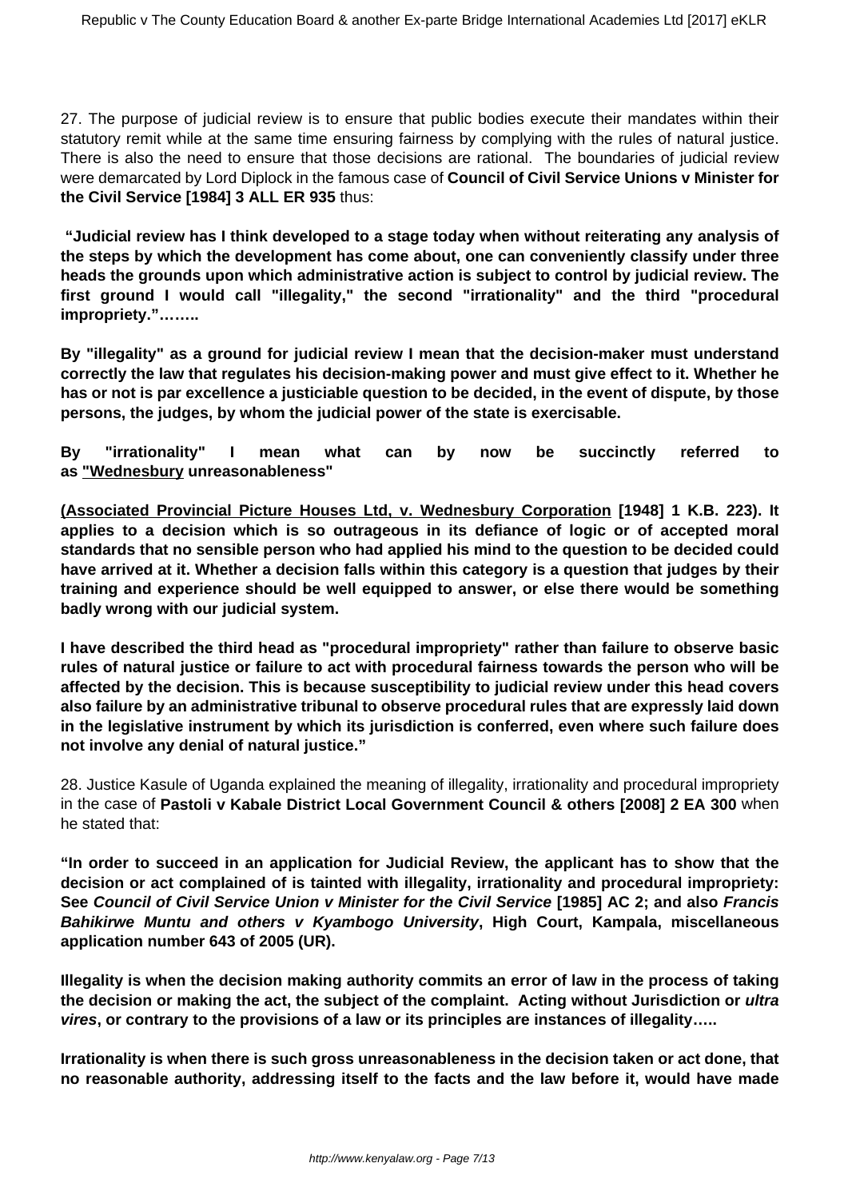27. The purpose of judicial review is to ensure that public bodies execute their mandates within their statutory remit while at the same time ensuring fairness by complying with the rules of natural justice. There is also the need to ensure that those decisions are rational. The boundaries of judicial review were demarcated by Lord Diplock in the famous case of **Council of Civil Service Unions v Minister for the Civil Service [1984] 3 ALL ER 935** thus:

**"Judicial review has I think developed to a stage today when without reiterating any analysis of the steps by which the development has come about, one can conveniently classify under three heads the grounds upon which administrative action is subject to control by judicial review. The first ground I would call "illegality," the second "irrationality" and the third "procedural impropriety."……..**

**By "illegality" as a ground for judicial review I mean that the decision-maker must understand correctly the law that regulates his decision-making power and must give effect to it. Whether he has or not is par excellence a justiciable question to be decided, in the event of dispute, by those persons, the judges, by whom the judicial power of the state is exercisable.**

**By "irrationality" I mean what can by now be succinctly referred to as "Wednesbury unreasonableness"**

**(Associated Provincial Picture Houses Ltd, v. Wednesbury Corporation [1948] 1 K.B. 223). It applies to a decision which is so outrageous in its defiance of logic or of accepted moral standards that no sensible person who had applied his mind to the question to be decided could have arrived at it. Whether a decision falls within this category is a question that judges by their training and experience should be well equipped to answer, or else there would be something badly wrong with our judicial system.**

**I have described the third head as "procedural impropriety" rather than failure to observe basic rules of natural justice or failure to act with procedural fairness towards the person who will be affected by the decision. This is because susceptibility to judicial review under this head covers also failure by an administrative tribunal to observe procedural rules that are expressly laid down in the legislative instrument by which its jurisdiction is conferred, even where such failure does not involve any denial of natural justice."**

28. Justice Kasule of Uganda explained the meaning of illegality, irrationality and procedural impropriety in the case of **Pastoli v Kabale District Local Government Council & others [2008] 2 EA 300** when he stated that:

**"In order to succeed in an application for Judicial Review, the applicant has to show that the decision or act complained of is tainted with illegality, irrationality and procedural impropriety: See *Council of Civil Service Union v Minister for the Civil Service* [1985] AC 2; and also *Francis Bahikirwe Muntu and others v Kyambogo University*, High Court, Kampala, miscellaneous application number 643 of 2005 (UR).**

**Illegality is when the decision making authority commits an error of law in the process of taking the decision or making the act, the subject of the complaint. Acting without Jurisdiction or *ultra vires*, or contrary to the provisions of a law or its principles are instances of illegality…..**

**Irrationality is when there is such gross unreasonableness in the decision taken or act done, that no reasonable authority, addressing itself to the facts and the law before it, would have made**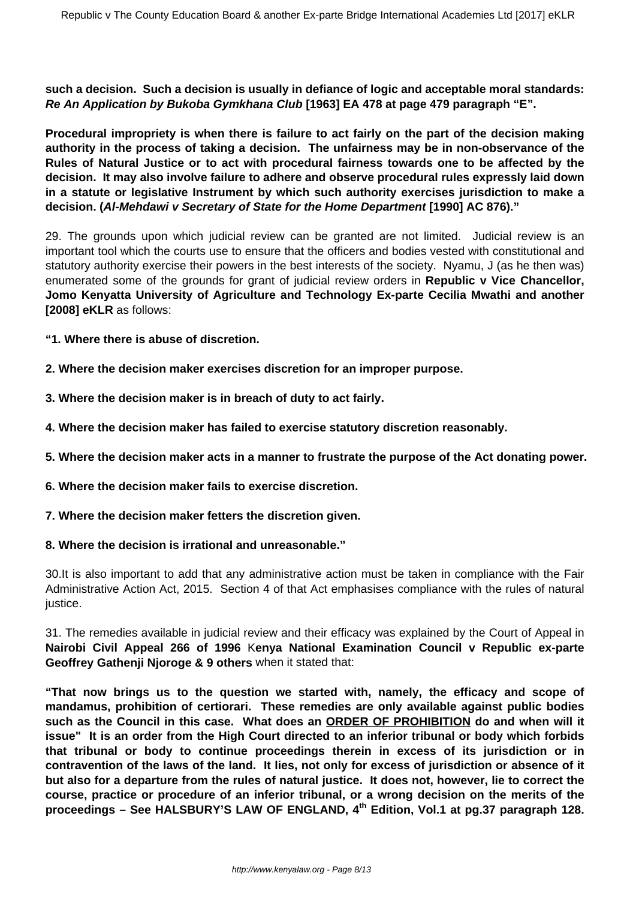**such a decision. Such a decision is usually in defiance of logic and acceptable moral standards: *Re An Application by Bukoba Gymkhana Club* [1963] EA 478 at page 479 paragraph "E".**

**Procedural impropriety is when there is failure to act fairly on the part of the decision making authority in the process of taking a decision. The unfairness may be in non-observance of the Rules of Natural Justice or to act with procedural fairness towards one to be affected by the decision. It may also involve failure to adhere and observe procedural rules expressly laid down in a statute or legislative Instrument by which such authority exercises jurisdiction to make a decision. (*Al-Mehdawi v Secretary of State for the Home Department* [1990] AC 876)."**

29. The grounds upon which judicial review can be granted are not limited. Judicial review is an important tool which the courts use to ensure that the officers and bodies vested with constitutional and statutory authority exercise their powers in the best interests of the society. Nyamu, J (as he then was) enumerated some of the grounds for grant of judicial review orders in **Republic v Vice Chancellor, Jomo Kenyatta University of Agriculture and Technology Ex-parte Cecilia Mwathi and another [2008] eKLR** as follows:

**"1. Where there is abuse of discretion.**

**2. Where the decision maker exercises discretion for an improper purpose.**

**3. Where the decision maker is in breach of duty to act fairly.**

**4. Where the decision maker has failed to exercise statutory discretion reasonably.**

**5. Where the decision maker acts in a manner to frustrate the purpose of the Act donating power.**

**6. Where the decision maker fails to exercise discretion.**

**7. Where the decision maker fetters the discretion given.**

**8. Where the decision is irrational and unreasonable."**

30.It is also important to add that any administrative action must be taken in compliance with the Fair Administrative Action Act, 2015. Section 4 of that Act emphasises compliance with the rules of natural justice.

31. The remedies available in judicial review and their efficacy was explained by the Court of Appeal in **Nairobi Civil Appeal 266 of 1996** K**enya National Examination Council v Republic ex-parte Geoffrey Gathenji Njoroge & 9 others** when it stated that:

**"That now brings us to the question we started with, namely, the efficacy and scope of mandamus, prohibition of certiorari. These remedies are only available against public bodies such as the Council in this case. What does an <u>ORDER OF PROHIBITION</u> do and when will it issue" It is an order from the High Court directed to an inferior tribunal or body which forbids that tribunal or body to continue proceedings therein in excess of its jurisdiction or in contravention of the laws of the land. It lies, not only for excess of jurisdiction or absence of it but also for a departure from the rules of natural justice. It does not, however, lie to correct the course, practice or procedure of an inferior tribunal, or a wrong decision on the merits of the proceedings – See HALSBURY'S LAW OF ENGLAND, 4th Edition, Vol.1 at pg.37 paragraph 128.**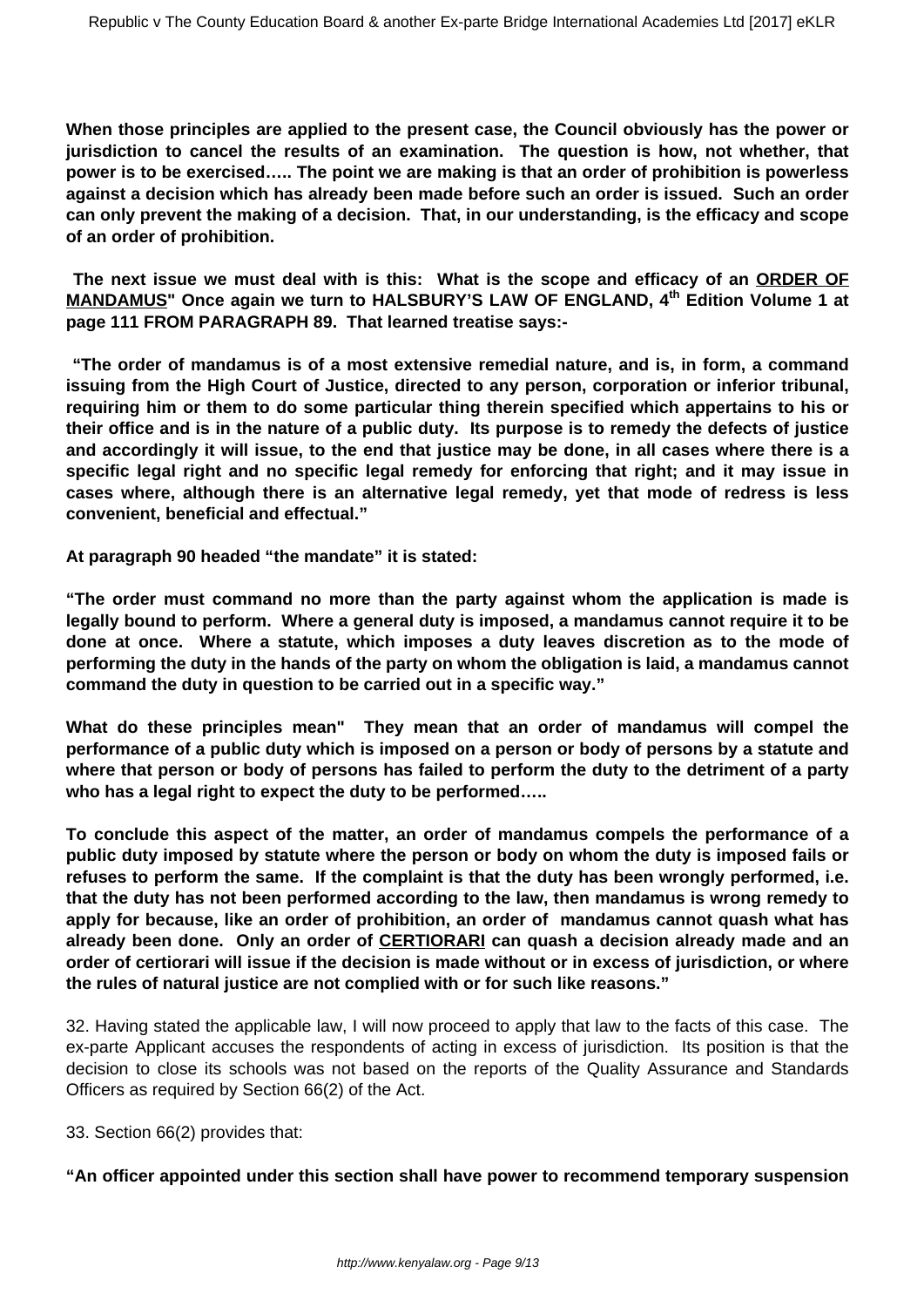**When those principles are applied to the present case, the Council obviously has the power or jurisdiction to cancel the results of an examination. The question is how, not whether, that power is to be exercised….. The point we are making is that an order of prohibition is powerless against a decision which has already been made before such an order is issued. Such an order can only prevent the making of a decision. That, in our understanding, is the efficacy and scope of an order of prohibition.**

**The next issue we must deal with is this: What is the scope and efficacy of an ORDER OF MANDAMUS" Once again we turn to HALSBURY'S LAW OF ENGLAND, 4th Edition Volume 1 at page 111 FROM PARAGRAPH 89. That learned treatise says:-**

**"The order of mandamus is of a most extensive remedial nature, and is, in form, a command issuing from the High Court of Justice, directed to any person, corporation or inferior tribunal, requiring him or them to do some particular thing therein specified which appertains to his or their office and is in the nature of a public duty. Its purpose is to remedy the defects of justice and accordingly it will issue, to the end that justice may be done, in all cases where there is a specific legal right and no specific legal remedy for enforcing that right; and it may issue in cases where, although there is an alternative legal remedy, yet that mode of redress is less convenient, beneficial and effectual."**

**At paragraph 90 headed "the mandate" it is stated:**

**"The order must command no more than the party against whom the application is made is legally bound to perform. Where a general duty is imposed, a mandamus cannot require it to be done at once. Where a statute, which imposes a duty leaves discretion as to the mode of performing the duty in the hands of the party on whom the obligation is laid, a mandamus cannot command the duty in question to be carried out in a specific way."**

**What do these principles mean" They mean that an order of mandamus will compel the performance of a public duty which is imposed on a person or body of persons by a statute and where that person or body of persons has failed to perform the duty to the detriment of a party who has a legal right to expect the duty to be performed…..**

**To conclude this aspect of the matter, an order of mandamus compels the performance of a public duty imposed by statute where the person or body on whom the duty is imposed fails or refuses to perform the same. If the complaint is that the duty has been wrongly performed, i.e. that the duty has not been performed according to the law, then mandamus is wrong remedy to apply for because, like an order of prohibition, an order of mandamus cannot quash what has already been done. Only an order of CERTIORARI can quash a decision already made and an order of certiorari will issue if the decision is made without or in excess of jurisdiction, or where the rules of natural justice are not complied with or for such like reasons."**

32. Having stated the applicable law, I will now proceed to apply that law to the facts of this case. The ex-parte Applicant accuses the respondents of acting in excess of jurisdiction. Its position is that the decision to close its schools was not based on the reports of the Quality Assurance and Standards Officers as required by Section 66(2) of the Act.

33. Section 66(2) provides that:

**"An officer appointed under this section shall have power to recommend temporary suspension**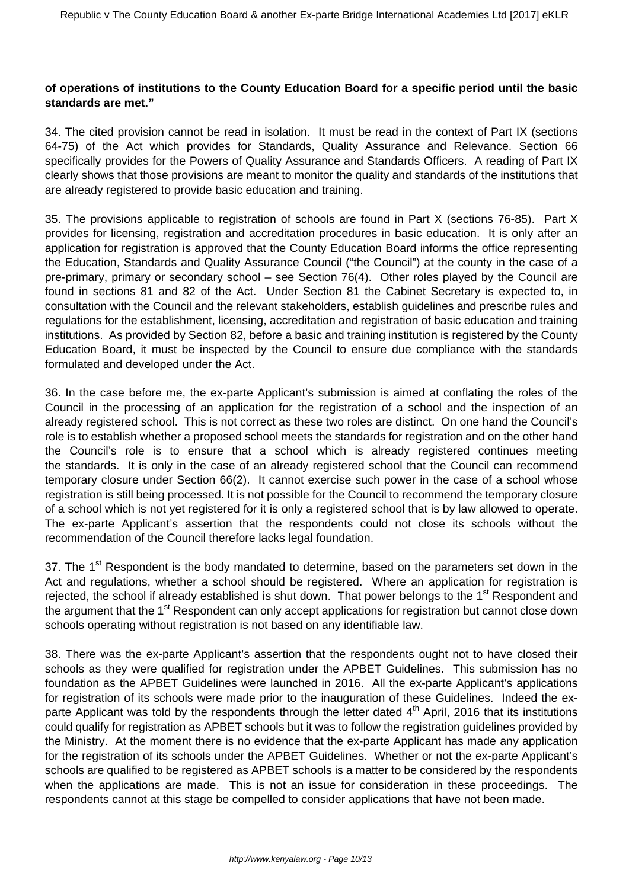**of operations of institutions to the County Education Board for a specific period until the basic standards are met."**

34. The cited provision cannot be read in isolation. It must be read in the context of Part IX (sections 64-75) of the Act which provides for Standards, Quality Assurance and Relevance. Section 66 specifically provides for the Powers of Quality Assurance and Standards Officers. A reading of Part IX clearly shows that those provisions are meant to monitor the quality and standards of the institutions that are already registered to provide basic education and training.

35. The provisions applicable to registration of schools are found in Part X (sections 76-85). Part X provides for licensing, registration and accreditation procedures in basic education. It is only after an application for registration is approved that the County Education Board informs the office representing the Education, Standards and Quality Assurance Council ("the Council") at the county in the case of a pre-primary, primary or secondary school – see Section 76(4). Other roles played by the Council are found in sections 81 and 82 of the Act. Under Section 81 the Cabinet Secretary is expected to, in consultation with the Council and the relevant stakeholders, establish guidelines and prescribe rules and regulations for the establishment, licensing, accreditation and registration of basic education and training institutions. As provided by Section 82, before a basic and training institution is registered by the County Education Board, it must be inspected by the Council to ensure due compliance with the standards formulated and developed under the Act.

36. In the case before me, the ex-parte Applicant's submission is aimed at conflating the roles of the Council in the processing of an application for the registration of a school and the inspection of an already registered school. This is not correct as these two roles are distinct. On one hand the Council's role is to establish whether a proposed school meets the standards for registration and on the other hand the Council's role is to ensure that a school which is already registered continues meeting the standards. It is only in the case of an already registered school that the Council can recommend temporary closure under Section 66(2). It cannot exercise such power in the case of a school whose registration is still being processed. It is not possible for the Council to recommend the temporary closure of a school which is not yet registered for it is only a registered school that is by law allowed to operate. The ex-parte Applicant's assertion that the respondents could not close its schools without the recommendation of the Council therefore lacks legal foundation.

37. The 1st Respondent is the body mandated to determine, based on the parameters set down in the Act and regulations, whether a school should be registered. Where an application for registration is rejected, the school if already established is shut down. That power belongs to the 1st Respondent and the argument that the 1st Respondent can only accept applications for registration but cannot close down schools operating without registration is not based on any identifiable law.

38. There was the ex-parte Applicant's assertion that the respondents ought not to have closed their schools as they were qualified for registration under the APBET Guidelines. This submission has no foundation as the APBET Guidelines were launched in 2016. All the ex-parte Applicant's applications for registration of its schools were made prior to the inauguration of these Guidelines. Indeed the ex-parte Applicant was told by the respondents through the letter dated 4th April, 2016 that its institutions could qualify for registration as APPBET schools but it was to follow the registration guidelines provided by the Ministry. At the moment there is no evidence that the ex-parte Applicant has made any application for the registration of its schools under the APBET Guidelines. Whether or not the ex-parte Applicant's schools are qualified to be registered as APBET schools is a matter to be considered by the respondents when the applications are made. This is not an issue for consideration in these proceedings. The respondents cannot at this stage be compelled to consider applications that have not been made.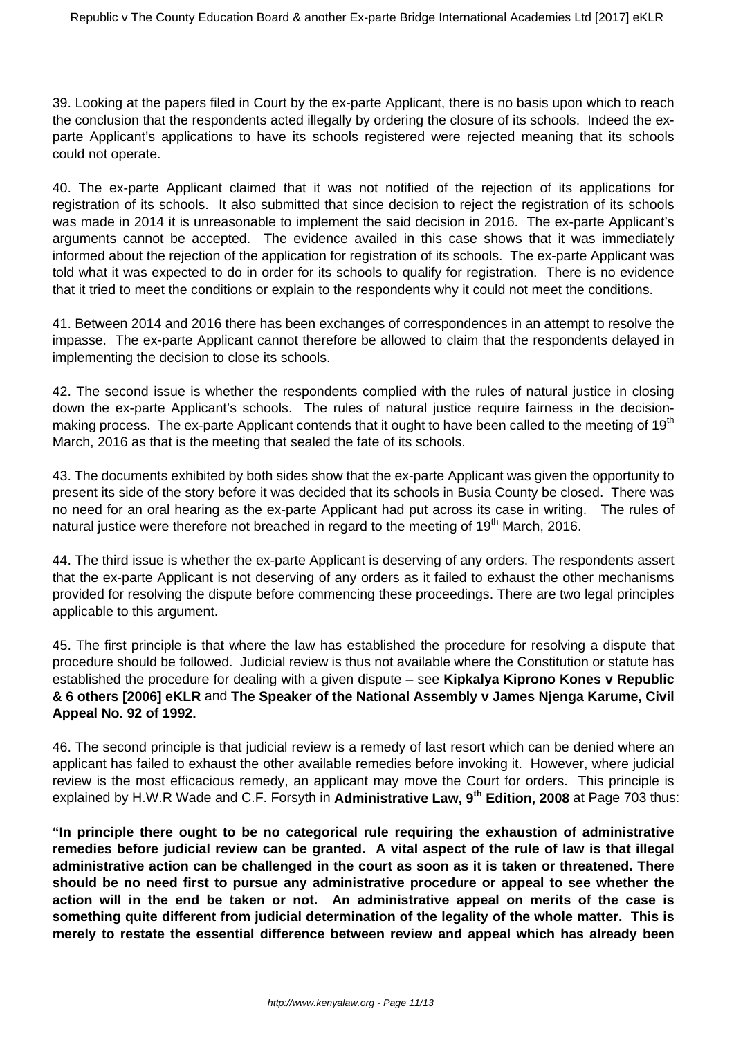39. Looking at the papers filed in Court by the ex-parte Applicant, there is no basis upon which to reach the conclusion that the respondents acted illegally by ordering the closure of its schools. Indeed the ex-parte Applicant's applications to have its schools registered were rejected meaning that its schools could not operate.

40. The ex-parte Applicant claimed that it was not notified of the rejection of its applications for registration of its schools. It also submitted that since decision to reject the registration of its schools was made in 2014 it is unreasonable to implement the said decision in 2016. The ex-parte Applicant's arguments cannot be accepted. The evidence availed in this case shows that it was immediately informed about the rejection of the application for registration of its schools. The ex-parte Applicant was told what it was expected to do in order for its schools to qualify for registration. There is no evidence that it tried to meet the conditions or explain to the respondents why it could not meet the conditions.

41. Between 2014 and 2016 there has been exchanges of correspondences in an attempt to resolve the impasse. The ex-parte Applicant cannot therefore be allowed to claim that the respondents delayed in implementing the decision to close its schools.

42. The second issue is whether the respondents complied with the rules of natural justice in closing down the ex-parte Applicant's schools. The rules of natural justice require fairness in the decision-making process. The ex-parte Applicant contends that it ought to have been called to the meeting of 19th March, 2016 as that is the meeting that sealed the fate of its schools.

43. The documents exhibited by both sides show that the ex-parte Applicant was given the opportunity to present its side of the story before it was decided that its schools in Busia County be closed. There was no need for an oral hearing as the ex-parte Applicant had put across its case in writing. The rules of natural justice were therefore not breached in regard to the meeting of 19th March, 2016.

44. The third issue is whether the ex-parte Applicant is deserving of any orders. The respondents assert that the ex-parte Applicant is not deserving of any orders as it failed to exhaust the other mechanisms provided for resolving the dispute before commencing these proceedings. There are two legal principles applicable to this argument.

45. The first principle is that where the law has established the procedure for resolving a dispute that procedure should be followed. Judicial review is thus not available where the Constitution or statute has established the procedure for dealing with a given dispute – see **Kipkalya Kiprono Kones v Republic & 6 others [2006] eKLR** and **The Speaker of the National Assembly v James Njenga Karume, Civil Appeal No. 92 of 1992.**

46. The second principle is that judicial review is a remedy of last resort which can be denied where an applicant has failed to exhaust the other available remedies before invoking it. However, where judicial review is the most efficacious remedy, an applicant may move the Court for orders. This principle is explained by H.W.R Wade and C.F. Forsyth in **Administrative Law, 9th Edition, 2008** at Page 703 thus:

**"In principle there ought to be no categorical rule requiring the exhaustion of administrative remedies before judicial review can be granted. A vital aspect of the rule of law is that illegal administrative action can be challenged in the court as soon as it is taken or threatened. There should be no need first to pursue any administrative procedure or appeal to see whether the action will in the end be taken or not. An administrative appeal on merits of the case is something quite different from judicial determination of the legality of the whole matter. This is merely to restate the essential difference between review and appeal which has already been**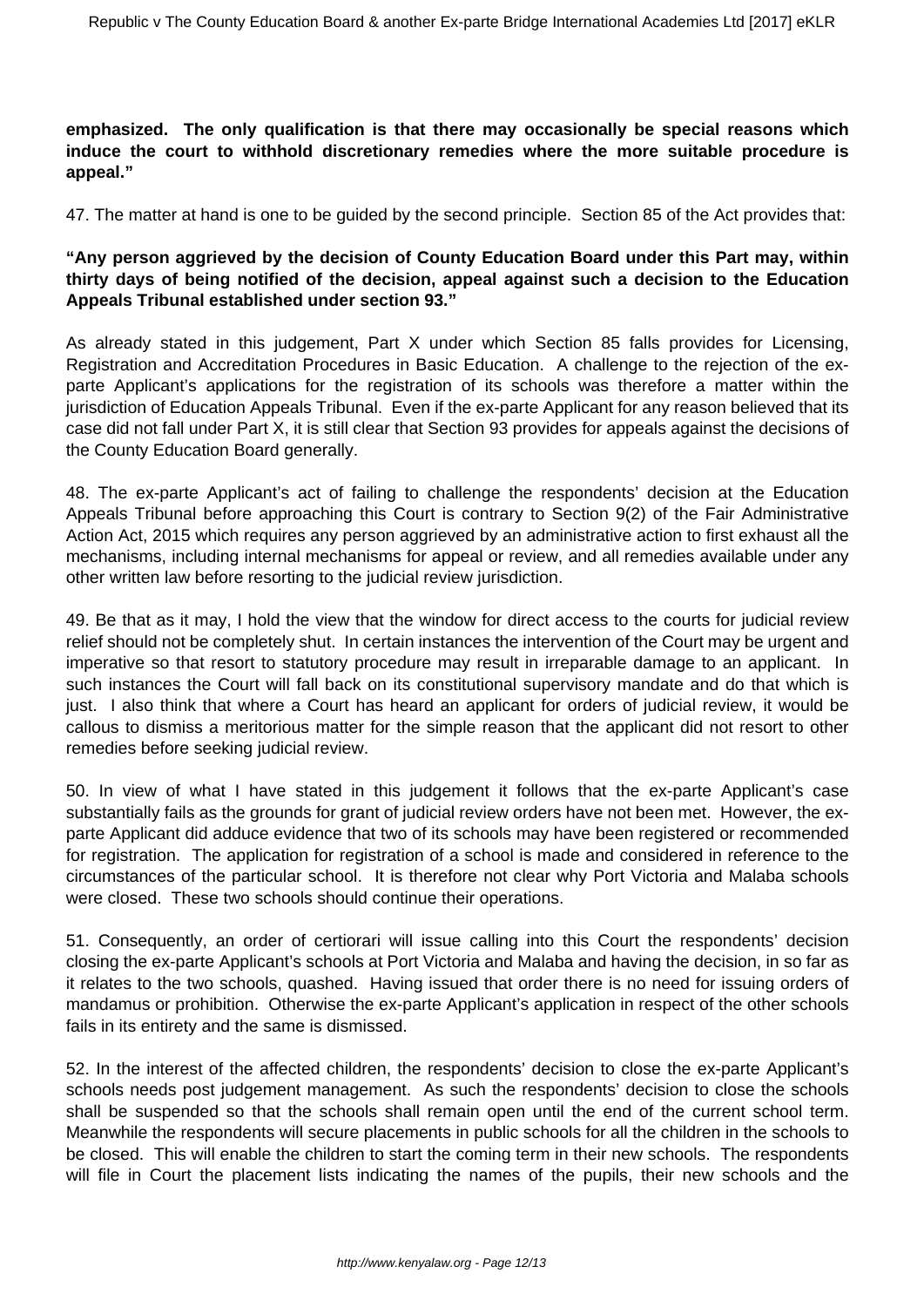**emphasized. The only qualification is that there may occasionally be special reasons which induce the court to withhold discretionary remedies where the more suitable procedure is appeal."**

47. The matter at hand is one to be guided by the second principle. Section 85 of the Act provides that:

**"Any person aggrieved by the decision of County Education Board under this Part may, within thirty days of being notified of the decision, appeal against such a decision to the Education Appeals Tribunal established under section 93."**

As already stated in this judgement, Part X under which Section 85 falls provides for Licensing, Registration and Accreditation Procedures in Basic Education. A challenge to the rejection of the ex-parte Applicant's applications for the registration of its schools was therefore a matter within the jurisdiction of Education Appeals Tribunal. Even if the ex-parte Applicant for any reason believed that its case did not fall under Part X, it is still clear that Section 93 provides for appeals against the decisions of the County Education Board generally.

48. The ex-parte Applicant's act of failing to challenge the respondents' decision at the Education Appeals Tribunal before approaching this Court is contrary to Section 9(2) of the Fair Administrative Action Act, 2015 which requires any person aggrieved by an administrative action to first exhaust all the mechanisms, including internal mechanisms for appeal or review, and all remedies available under any other written law before resorting to the judicial review jurisdiction.

49. Be that as it may, I hold the view that the window for direct access to the courts for judicial review relief should not be completely shut. In certain instances the intervention of the Court may be urgent and imperative so that resort to statutory procedure may result in irreparable damage to an applicant. In such instances the Court will fall back on its constitutional supervisory mandate and do that which is just. I also think that where a Court has heard an applicant for orders of judicial review, it would be callous to dismiss a meritorious matter for the simple reason that the applicant did not resort to other remedies before seeking judicial review.

50. In view of what I have stated in this judgement it follows that the ex-parte Applicant's case substantially fails as the grounds for grant of judicial review orders have not been met. However, the ex-parte Applicant did adduce evidence that two of its schools may have been registered or recommended for registration. The application for registration of a school is made and considered in reference to the circumstances of the particular school. It is therefore not clear why Port Victoria and Malaba schools were closed. These two schools should continue their operations.

51. Consequently, an order of certiorari will issue calling into this Court the respondents' decision closing the ex-parte Applicant's schools at Port Victoria and Malaba and having the decision, in so far as it relates to the two schools, quashed. Having issued that order there is no need for issuing orders of mandamus or prohibition. Otherwise the ex-parte Applicant's application in respect of the other schools fails in its entirety and the same is dismissed.

52. In the interest of the affected children, the respondents' decision to close the ex-parte Applicant's schools needs post judgement management. As such the respondents' decision to close the schools shall be suspended so that the schools shall remain open until the end of the current school term. Meanwhile the respondents will secure placements in public schools for all the children in the schools to be closed. This will enable the children to start the coming term in their new schools. The respondents will file in Court the placement lists indicating the names of the pupils, their new schools and the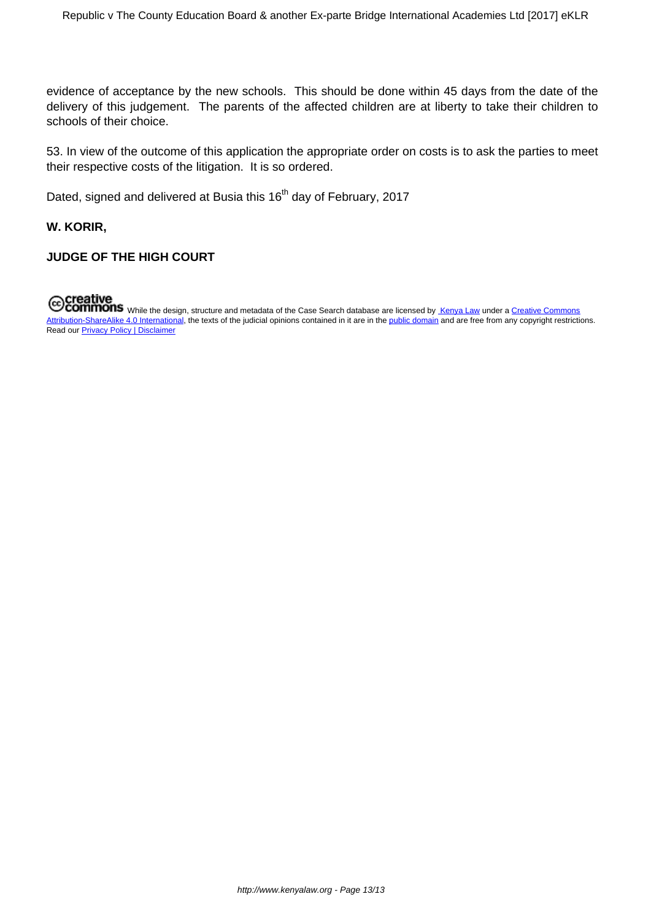evidence of acceptance by the new schools. This should be done within 45 days from the date of the delivery of this judgement. The parents of the affected children are at liberty to take their children to schools of their choice.

53. In view of the outcome of this application the appropriate order on costs is to ask the parties to meet their respective costs of the litigation. It is so ordered.

Dated, signed and delivered at Busia this 16th day of February, 2017

**W. KORIR,**

**JUDGE OF THE HIGH COURT**

While the design, structure and metadata of the Case Search database are licensed by Kenya Law under a Creative Commons Attribution-ShareAlike 4.0 International, the texts of the judicial opinions contained in it are in the public domain and are free from any copyright restrictions. Read our Privacy Policy | Disclaimer